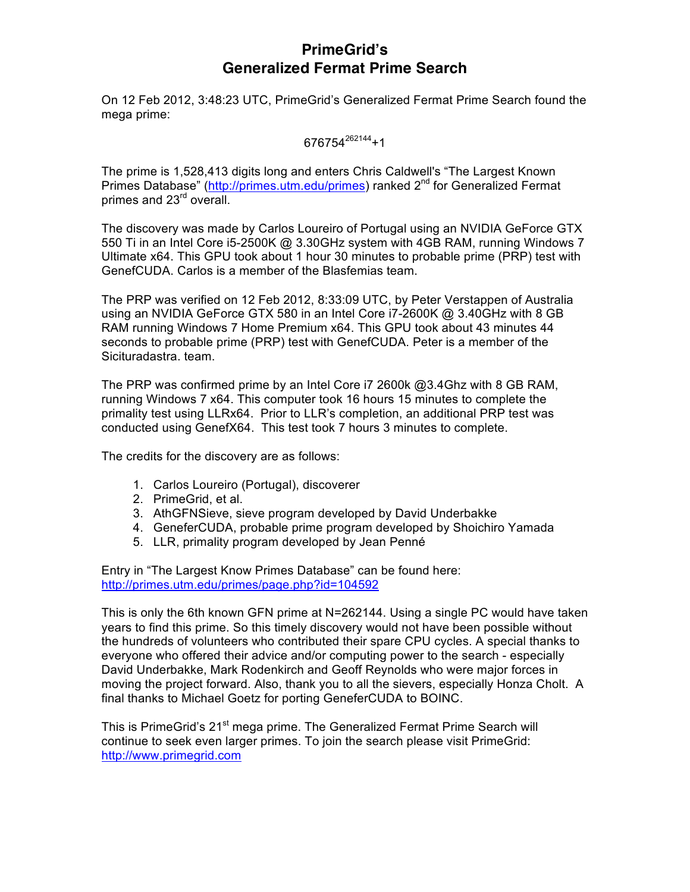# PrimeGrid's
# Generalized Fermat Prime Search

On 12 Feb 2012, 3:48:23 UTC, PrimeGrid's Generalized Fermat Prime Search found the mega prime:

$$676754^{262144}+1$$

The prime is 1,528,413 digits long and enters Chris Caldwell's "The Largest Known Primes Database" (http://primes.utm.edu/primes) ranked 2nd for Generalized Fermat primes and 23rd overall.

The discovery was made by Carlos Loureiro of Portugal using an NVIDIA GeForce GTX 550 Ti in an Intel Core i5-2500K @ 3.30GHz system with 4GB RAM, running Windows 7 Ultimate x64. This GPU took about 1 hour 30 minutes to probable prime (PRP) test with GenefCUDA. Carlos is a member of the Blasfemias team.

The PRP was verified on 12 Feb 2012, 8:33:09 UTC, by Peter Verstappen of Australia using an NVIDIA GeForce GTX 580 in an Intel Core i7-2600K @ 3.40GHz with 8 GB RAM running Windows 7 Home Premium x64. This GPU took about 43 minutes 44 seconds to probable prime (PRP) test with GenefCUDA. Peter is a member of the Sicituradastra. team.

The PRP was confirmed prime by an Intel Core i7 2600k @3.4Ghz with 8 GB RAM, running Windows 7 x64. This computer took 16 hours 15 minutes to complete the primality test using LLRx64. Prior to LLR's completion, an additional PRP test was conducted using GenefX64. This test took 7 hours 3 minutes to complete.

The credits for the discovery are as follows:

1. Carlos Loureiro (Portugal), discoverer
2. PrimeGrid, et al.
3. AthGFNSieve, sieve program developed by David Underbakke
4. GeneferCUDA, probable prime program developed by Shoichiro Yamada
5. LLR, primality program developed by Jean Penné

Entry in "The Largest Know Primes Database" can be found here:
http://primes.utm.edu/primes/page.php?id=104592

This is only the 6th known GFN prime at N=262144. Using a single PC would have taken years to find this prime. So this timely discovery would not have been possible without the hundreds of volunteers who contributed their spare CPU cycles. A special thanks to everyone who offered their advice and/or computing power to the search - especially David Underbakke, Mark Rodenkirch and Geoff Reynolds who were major forces in moving the project forward. Also, thank you to all the sievers, especially Honza Cholt. A final thanks to Michael Goetz for porting GeneferCUDA to BOINC.

This is PrimeGrid's 21st mega prime. The Generalized Fermat Prime Search will continue to seek even larger primes. To join the search please visit PrimeGrid:
http://www.primegrid.com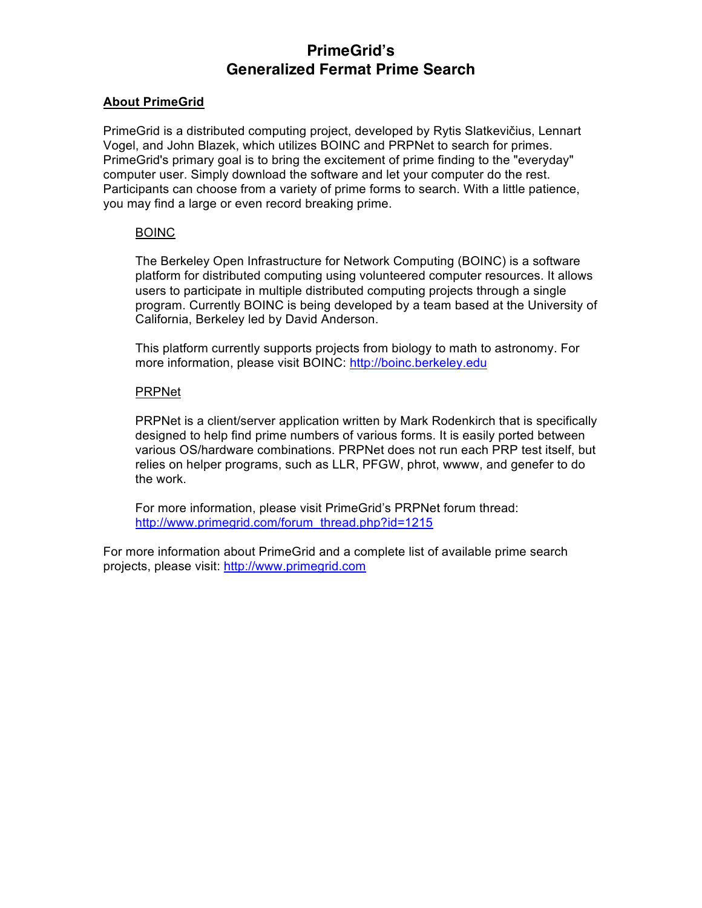# PrimeGrid's
# Generalized Fermat Prime Search

## About PrimeGrid

PrimeGrid is a distributed computing project, developed by Rytis Slatkevičius, Lennart Vogel, and John Blazek, which utilizes BOINC and PRPNet to search for primes. PrimeGrid's primary goal is to bring the excitement of prime finding to the "everyday" computer user. Simply download the software and let your computer do the rest. Participants can choose from a variety of prime forms to search. With a little patience, you may find a large or even record breaking prime.

### BOINC

The Berkeley Open Infrastructure for Network Computing (BOINC) is a software platform for distributed computing using volunteered computer resources. It allows users to participate in multiple distributed computing projects through a single program. Currently BOINC is being developed by a team based at the University of California, Berkeley led by David Anderson.

This platform currently supports projects from biology to math to astronomy. For more information, please visit BOINC: http://boinc.berkeley.edu

### PRPNet

PRPNet is a client/server application written by Mark Rodenkirch that is specifically designed to help find prime numbers of various forms. It is easily ported between various OS/hardware combinations. PRPNet does not run each PRP test itself, but relies on helper programs, such as LLR, PFGW, phrot, wwww, and genefer to do the work.

For more information, please visit PrimeGrid's PRPNet forum thread: http://www.primegrid.com/forum_thread.php?id=1215

For more information about PrimeGrid and a complete list of available prime search projects, please visit: http://www.primegrid.com